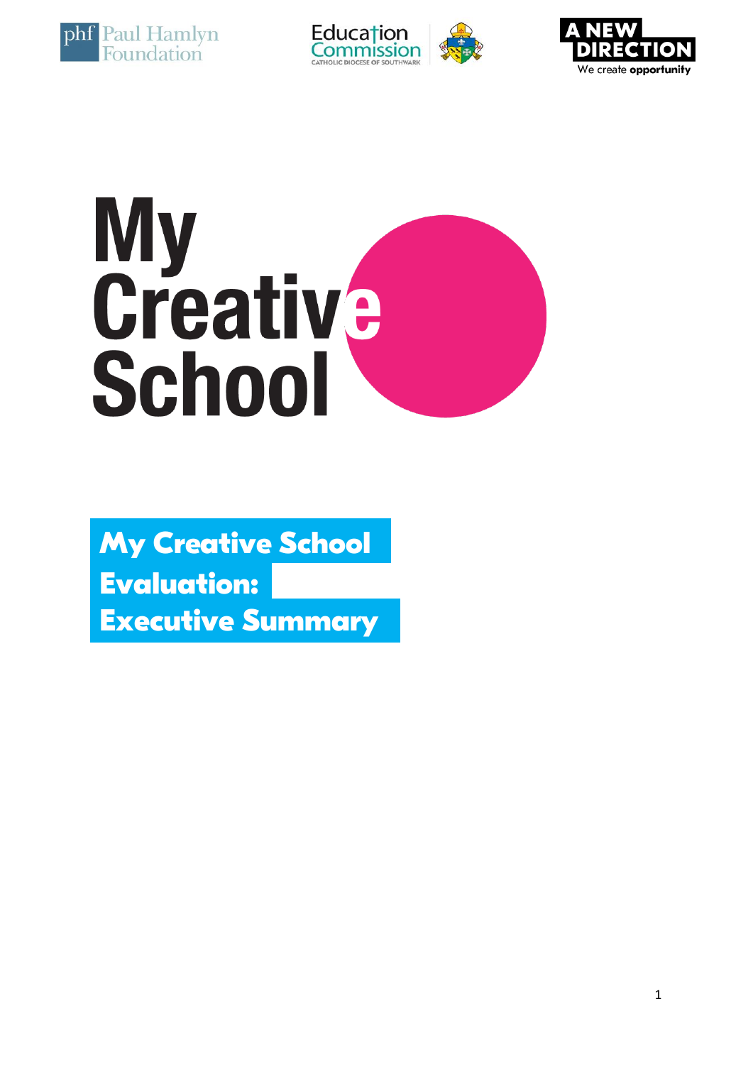Paul Hamlyn Foundation

Education Commission

CATHOLIC DIOCESE OF SOUTHWARK

A NEW DIRECTION

We create **opportunity**

# My Creative School

## My Creative School Evaluation: Executive Summary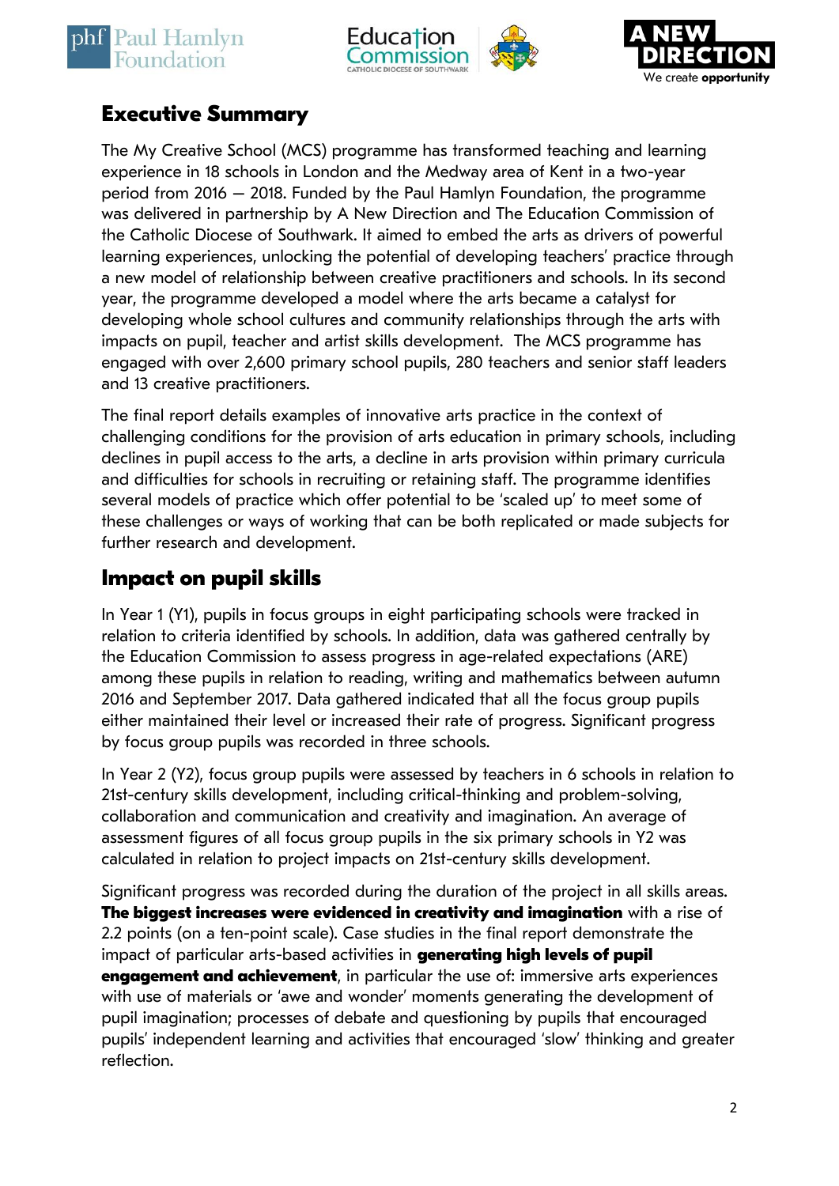## Executive Summary

The My Creative School (MCS) programme has transformed teaching and learning experience in 18 schools in London and the Medway area of Kent in a two-year period from 2016 – 2018. Funded by the Paul Hamlyn Foundation, the programme was delivered in partnership by A New Direction and The Education Commission of the Catholic Diocese of Southwark. It aimed to embed the arts as drivers of powerful learning experiences, unlocking the potential of developing teachers' practice through a new model of relationship between creative practitioners and schools. In its second year, the programme developed a model where the arts became a catalyst for developing whole school cultures and community relationships through the arts with impacts on pupil, teacher and artist skills development. The MCS programme has engaged with over 2,600 primary school pupils, 280 teachers and senior staff leaders and 13 creative practitioners.

The final report details examples of innovative arts practice in the context of challenging conditions for the provision of arts education in primary schools, including declines in pupil access to the arts, a decline in arts provision within primary curricula and difficulties for schools in recruiting or retaining staff. The programme identifies several models of practice which offer potential to be 'scaled up' to meet some of these challenges or ways of working that can be both replicated or made subjects for further research and development.

## Impact on pupil skills

In Year 1 (Y1), pupils in focus groups in eight participating schools were tracked in relation to criteria identified by schools. In addition, data was gathered centrally by the Education Commission to assess progress in age-related expectations (ARE) among these pupils in relation to reading, writing and mathematics between autumn 2016 and September 2017. Data gathered indicated that all the focus group pupils either maintained their level or increased their rate of progress. Significant progress by focus group pupils was recorded in three schools.

In Year 2 (Y2), focus group pupils were assessed by teachers in 6 schools in relation to 21st-century skills development, including critical-thinking and problem-solving, collaboration and communication and creativity and imagination. An average of assessment figures of all focus group pupils in the six primary schools in Y2 was calculated in relation to project impacts on 21st-century skills development.

Significant progress was recorded during the duration of the project in all skills areas. **The biggest increases were evidenced in creativity and imagination** with a rise of 2.2 points (on a ten-point scale). Case studies in the final report demonstrate the impact of particular arts-based activities in **generating high levels of pupil engagement and achievement**, in particular the use of: immersive arts experiences with use of materials or 'awe and wonder' moments generating the development of pupil imagination; processes of debate and questioning by pupils that encouraged pupils' independent learning and activities that encouraged 'slow' thinking and greater reflection.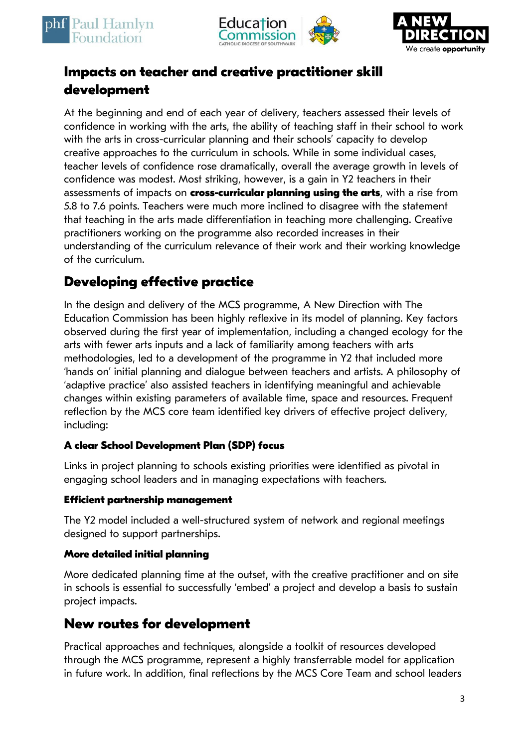## Impacts on teacher and creative practitioner skill development

At the beginning and end of each year of delivery, teachers assessed their levels of confidence in working with the arts, the ability of teaching staff in their school to work with the arts in cross-curricular planning and their schools' capacity to develop creative approaches to the curriculum in schools. While in some individual cases, teacher levels of confidence rose dramatically, overall the average growth in levels of confidence was modest. Most striking, however, is a gain in Y2 teachers in their assessments of impacts on **cross-curricular planning using the arts**, with a rise from 5.8 to 7.6 points. Teachers were much more inclined to disagree with the statement that teaching in the arts made differentiation in teaching more challenging. Creative practitioners working on the programme also recorded increases in their understanding of the curriculum relevance of their work and their working knowledge of the curriculum.

## Developing effective practice

In the design and delivery of the MCS programme, A New Direction with The Education Commission has been highly reflexive in its model of planning. Key factors observed during the first year of implementation, including a changed ecology for the arts with fewer arts inputs and a lack of familiarity among teachers with arts methodologies, led to a development of the programme in Y2 that included more 'hands on' initial planning and dialogue between teachers and artists. A philosophy of 'adaptive practice' also assisted teachers in identifying meaningful and achievable changes within existing parameters of available time, space and resources. Frequent reflection by the MCS core team identified key drivers of effective project delivery, including:

### A clear School Development Plan (SDP) focus

Links in project planning to schools existing priorities were identified as pivotal in engaging school leaders and in managing expectations with teachers.

### Efficient partnership management

The Y2 model included a well-structured system of network and regional meetings designed to support partnerships.

### More detailed initial planning

More dedicated planning time at the outset, with the creative practitioner and on site in schools is essential to successfully 'embed' a project and develop a basis to sustain project impacts.

## New routes for development

Practical approaches and techniques, alongside a toolkit of resources developed through the MCS programme, represent a highly transferrable model for application in future work. In addition, final reflections by the MCS Core Team and school leaders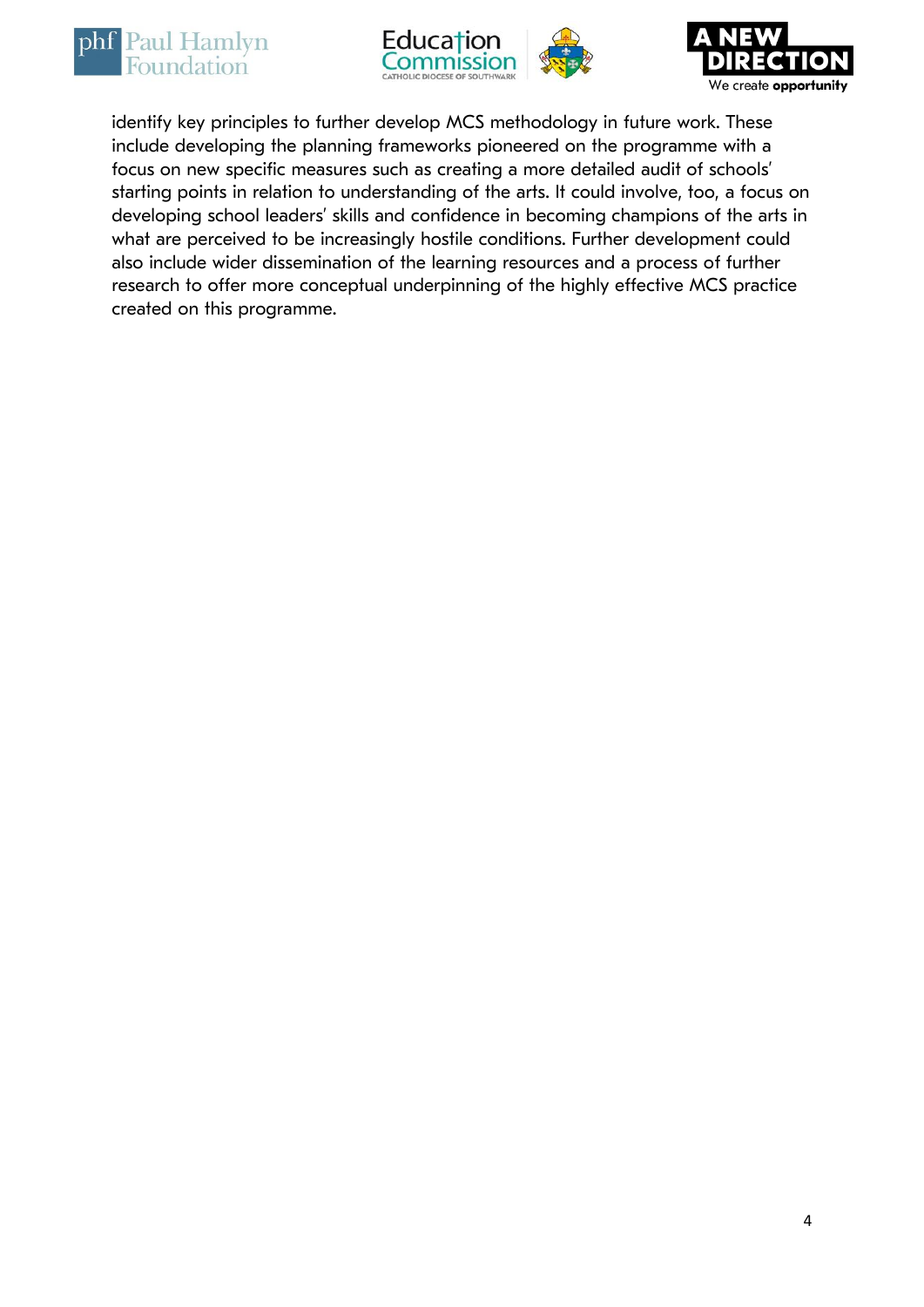identify key principles to further develop MCS methodology in future work. These include developing the planning frameworks pioneered on the programme with a focus on new specific measures such as creating a more detailed audit of schools' starting points in relation to understanding of the arts. It could involve, too, a focus on developing school leaders' skills and confidence in becoming champions of the arts in what are perceived to be increasingly hostile conditions. Further development could also include wider dissemination of the learning resources and a process of further research to offer more conceptual underpinning of the highly effective MCS practice created on this programme.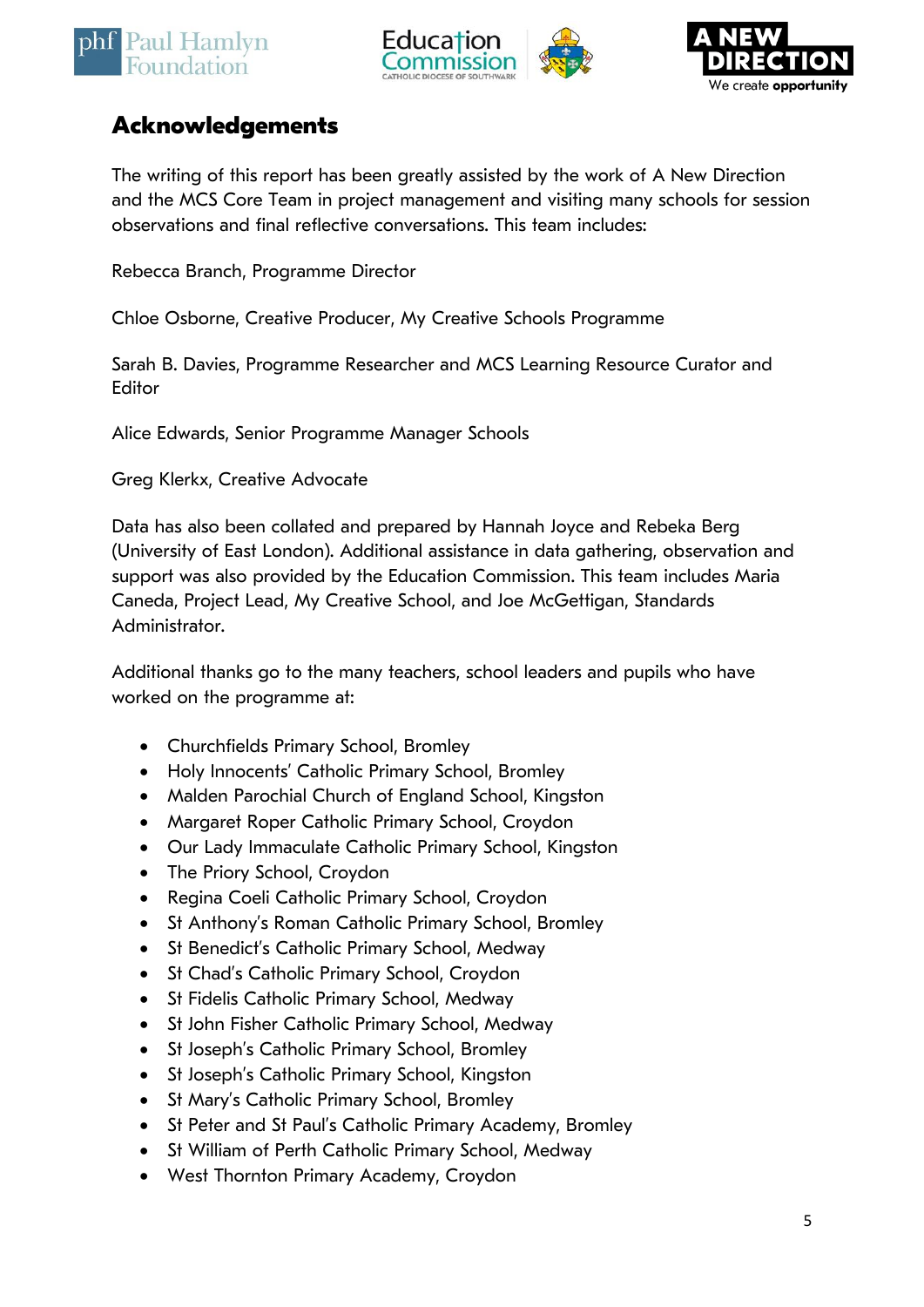## Acknowledgements

The writing of this report has been greatly assisted by the work of A New Direction and the MCS Core Team in project management and visiting many schools for session observations and final reflective conversations. This team includes:

Rebecca Branch, Programme Director

Chloe Osborne, Creative Producer, My Creative Schools Programme

Sarah B. Davies, Programme Researcher and MCS Learning Resource Curator and Editor

Alice Edwards, Senior Programme Manager Schools

Greg Klerkx, Creative Advocate

Data has also been collated and prepared by Hannah Joyce and Rebeka Berg (University of East London). Additional assistance in data gathering, observation and support was also provided by the Education Commission. This team includes Maria Caneda, Project Lead, My Creative School, and Joe McGettigan, Standards Administrator.

Additional thanks go to the many teachers, school leaders and pupils who have worked on the programme at:

- Churchfields Primary School, Bromley
- Holy Innocents' Catholic Primary School, Bromley
- Malden Parochial Church of England School, Kingston
- Margaret Roper Catholic Primary School, Croydon
- Our Lady Immaculate Catholic Primary School, Kingston
- The Priory School, Croydon
- Regina Coeli Catholic Primary School, Croydon
- St Anthony's Roman Catholic Primary School, Bromley
- St Benedict's Catholic Primary School, Medway
- St Chad's Catholic Primary School, Croydon
- St Fidelis Catholic Primary School, Medway
- St John Fisher Catholic Primary School, Medway
- St Joseph's Catholic Primary School, Bromley
- St Joseph's Catholic Primary School, Kingston
- St Mary's Catholic Primary School, Bromley
- St Peter and St Paul's Catholic Primary Academy, Bromley
- St William of Perth Catholic Primary School, Medway
- West Thornton Primary Academy, Croydon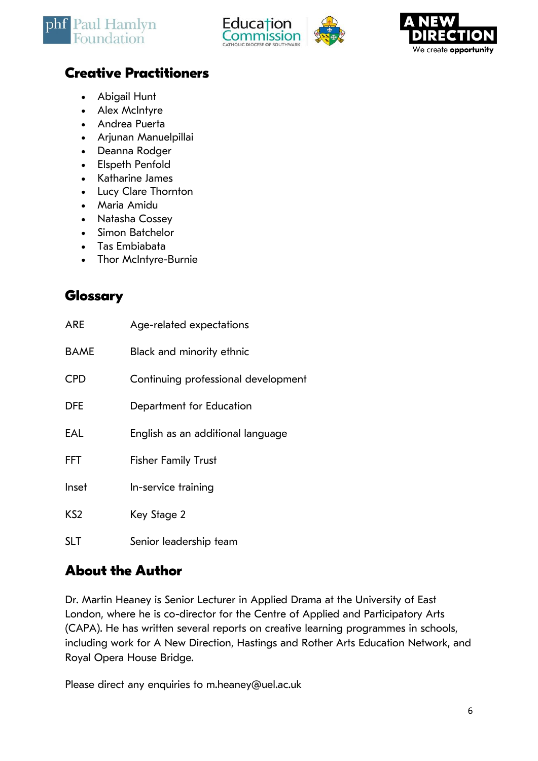## Creative Practitioners

- Abigail Hunt
- Alex McIntyre
- Andrea Puerta
- Arjunan Manuelpillai
- Deanna Rodger
- Elspeth Penfold
- Katharine James
- Lucy Clare Thornton
- Maria Amidu
- Natasha Cossey
- Simon Batchelor
- Tas Embiabata
- Thor McIntyre-Burnie

## Glossary

| | |
|---|---|
| ARE | Age-related expectations |
| BAME | Black and minority ethnic |
| CPD | Continuing professional development |
| DFE | Department for Education |
| EAL | English as an additional language |
| FFT | Fisher Family Trust |
| Inset | In-service training |
| KS2 | Key Stage 2 |
| SLT | Senior leadership team |

## About the Author

Dr. Martin Heaney is Senior Lecturer in Applied Drama at the University of East London, where he is co-director for the Centre of Applied and Participatory Arts (CAPA). He has written several reports on creative learning programmes in schools, including work for A New Direction, Hastings and Rother Arts Education Network, and Royal Opera House Bridge.

Please direct any enquiries to m.heaney@uel.ac.uk